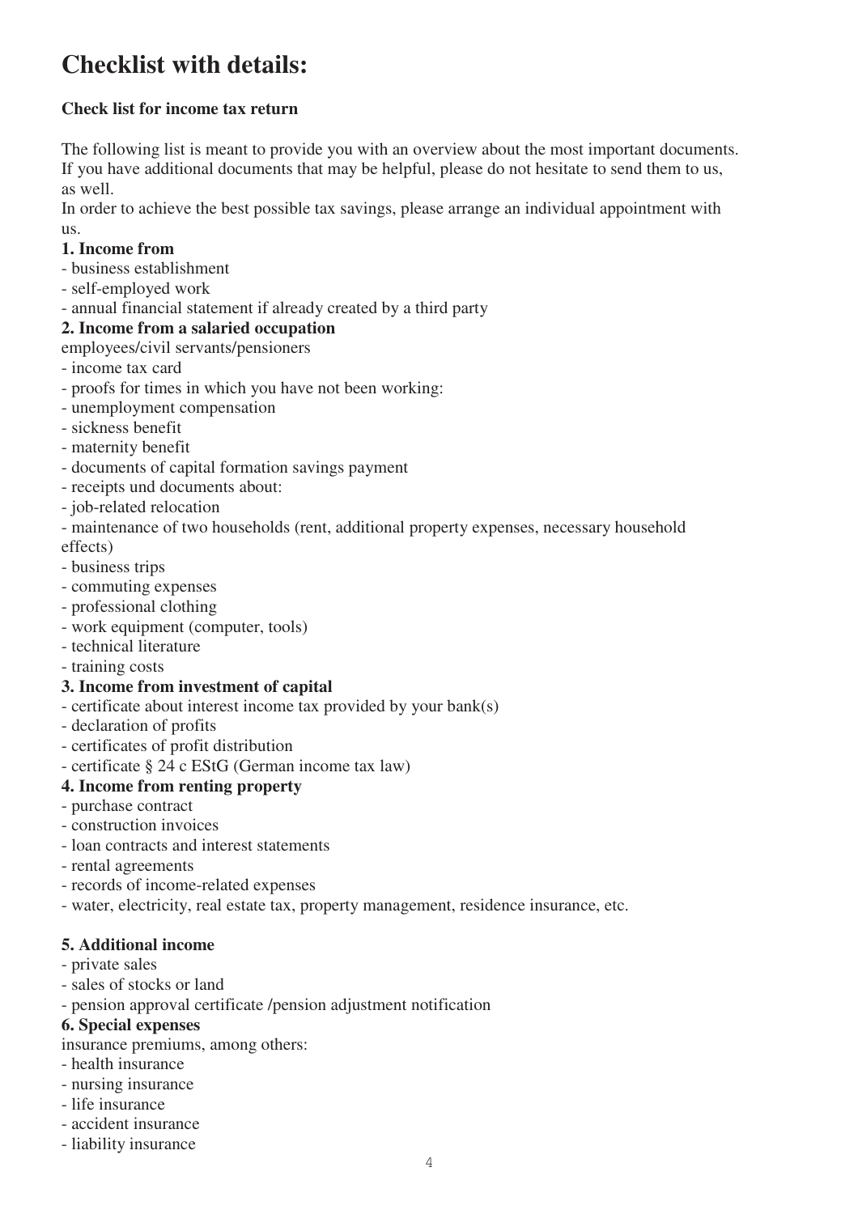# Checklist with details:

**Check list for income tax return**

The following list is meant to provide you with an overview about the most important documents. If you have additional documents that may be helpful, please do not hesitate to send them to us, as well.

In order to achieve the best possible tax savings, please arrange an individual appointment with us.

**1. Income from**

- business establishment
- self-employed work
- annual financial statement if already created by a third party

**2. Income from a salaried occupation**

employees/civil servants/pensioners

- income tax card
- proofs for times in which you have not been working:
- unemployment compensation
- sickness benefit
- maternity benefit
- documents of capital formation savings payment
- receipts und documents about:
- job-related relocation
- maintenance of two households (rent, additional property expenses, necessary household effects)
- business trips
- commuting expenses
- professional clothing
- work equipment (computer, tools)
- technical literature
- training costs

**3. Income from investment of capital**

- certificate about interest income tax provided by your bank(s)
- declaration of profits
- certificates of profit distribution
- certificate § 24 c EStG (German income tax law)

**4. Income from renting property**

- purchase contract
- construction invoices
- loan contracts and interest statements
- rental agreements
- records of income-related expenses
- water, electricity, real estate tax, property management, residence insurance, etc.

**5. Additional income**

- private sales
- sales of stocks or land
- pension approval certificate /pension adjustment notification

**6. Special expenses**

insurance premiums, among others:

- health insurance
- nursing insurance
- life insurance
- accident insurance
- liability insurance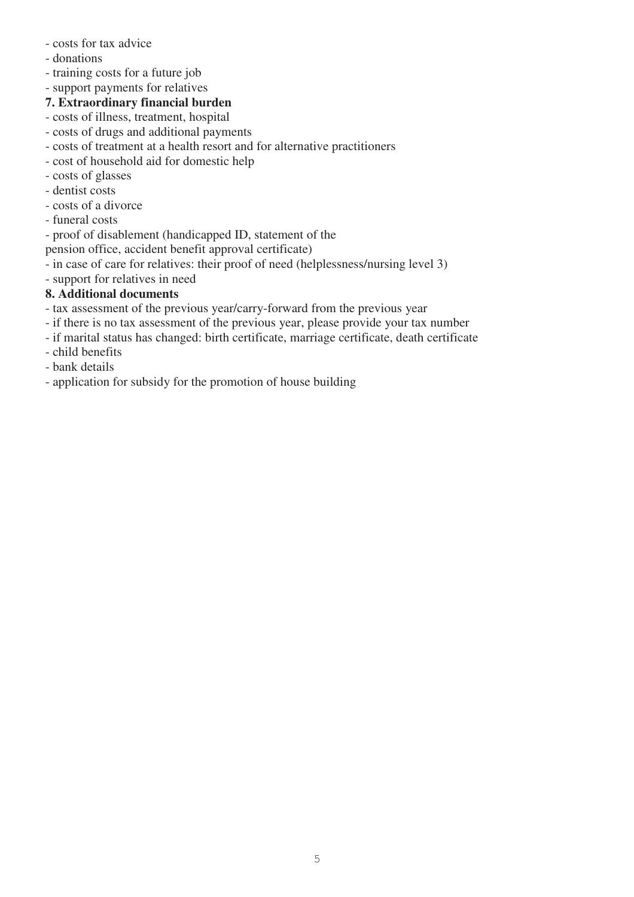- costs for tax advice
- donations
- training costs for a future job
- support payments for relatives

**7. Extraordinary financial burden**

- costs of illness, treatment, hospital
- costs of drugs and additional payments
- costs of treatment at a health resort and for alternative practitioners
- cost of household aid for domestic help
- costs of glasses
- dentist costs
- costs of a divorce
- funeral costs
- proof of disablement (handicapped ID, statement of the pension office, accident benefit approval certificate)
- in case of care for relatives: their proof of need (helplessness/nursing level 3)
- support for relatives in need

**8. Additional documents**

- tax assessment of the previous year/carry-forward from the previous year
- if there is no tax assessment of the previous year, please provide your tax number
- if marital status has changed: birth certificate, marriage certificate, death certificate
- child benefits
- bank details
- application for subsidy for the promotion of house building